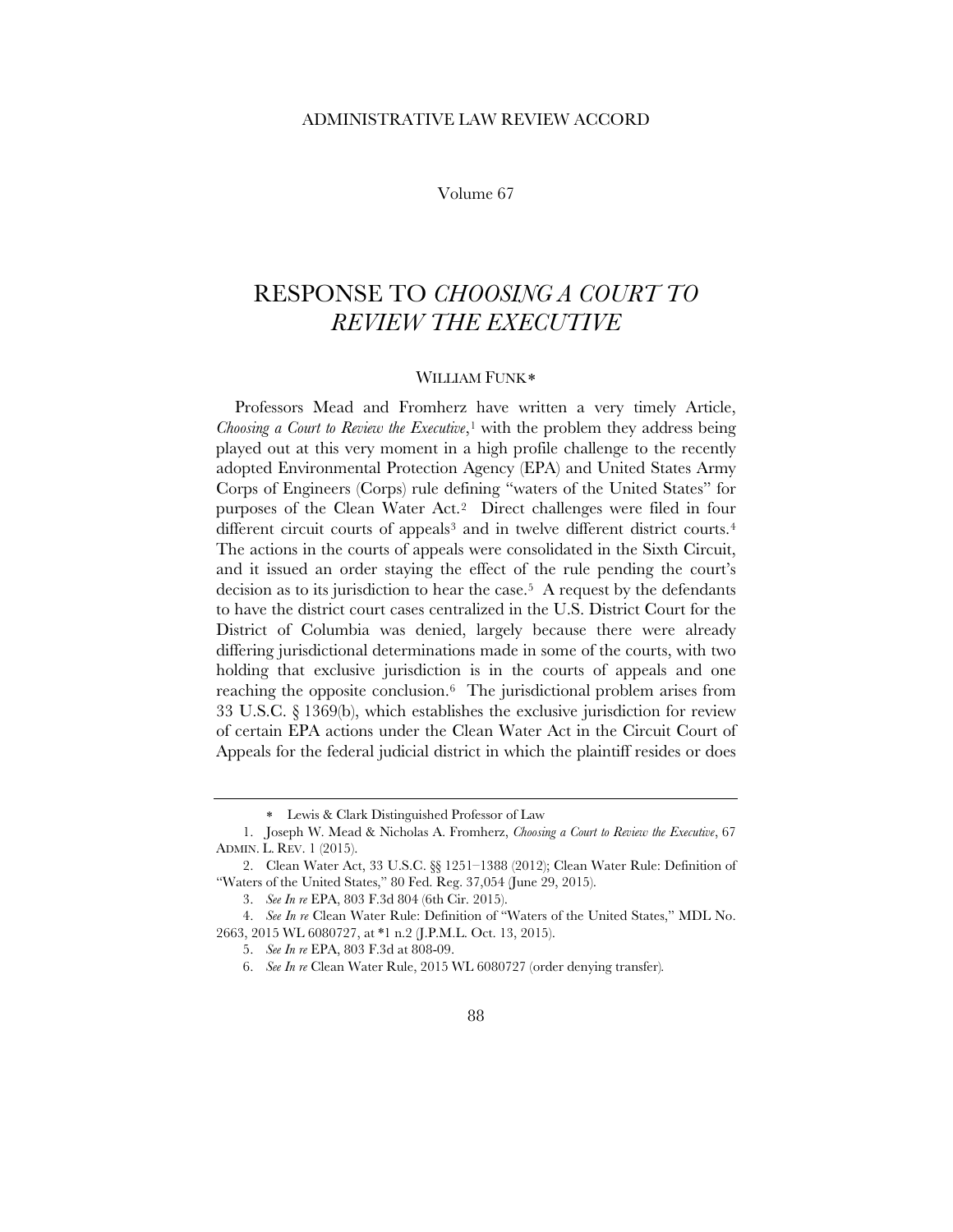ADMINISTRATIVE LAW REVIEW ACCORD

Volume 67

# RESPONSE TO *CHOOSING A COURT TO REVIEW THE EXECUTIVE*

WILLIAM FUNK*

Professors Mead and Fromherz have written a very timely Article, *Choosing a Court to Review the Executive*,[1] with the problem they address being played out at this very moment in a high profile challenge to the recently adopted Environmental Protection Agency (EPA) and United States Army Corps of Engineers (Corps) rule defining "waters of the United States" for purposes of the Clean Water Act.[2] Direct challenges were filed in four different circuit courts of appeals[3] and in twelve different district courts.[4] The actions in the courts of appeals were consolidated in the Sixth Circuit, and it issued an order staying the effect of the rule pending the court's decision as to its jurisdiction to hear the case.[5] A request by the defendants to have the district court cases centralized in the U.S. District Court for the District of Columbia was denied, largely because there were already differing jurisdictional determinations made in some of the courts, with two holding that exclusive jurisdiction is in the courts of appeals and one reaching the opposite conclusion.[6] The jurisdictional problem arises from 33 U.S.C. § 1369(b), which establishes the exclusive jurisdiction for review of certain EPA actions under the Clean Water Act in the Circuit Court of Appeals for the federal judicial district in which the plaintiff resides or does

---

\* Lewis & Clark Distinguished Professor of Law

1. Joseph W. Mead & Nicholas A. Fromherz, *Choosing a Court to Review the Executive*, 67 ADMIN. L. REV. 1 (2015).

2. Clean Water Act, 33 U.S.C. §§ 1251–1388 (2012); Clean Water Rule: Definition of "Waters of the United States," 80 Fed. Reg. 37,054 (June 29, 2015).

3. *See In re* EPA, 803 F.3d 804 (6th Cir. 2015).

4. *See In re* Clean Water Rule: Definition of "Waters of the United States," MDL No. 2663, 2015 WL 6080727, at *1 n.2 (J.P.M.L. Oct. 13, 2015).

5. *See In re* EPA, 803 F.3d at 808-09.

6. *See In re* Clean Water Rule, 2015 WL 6080727 (order denying transfer).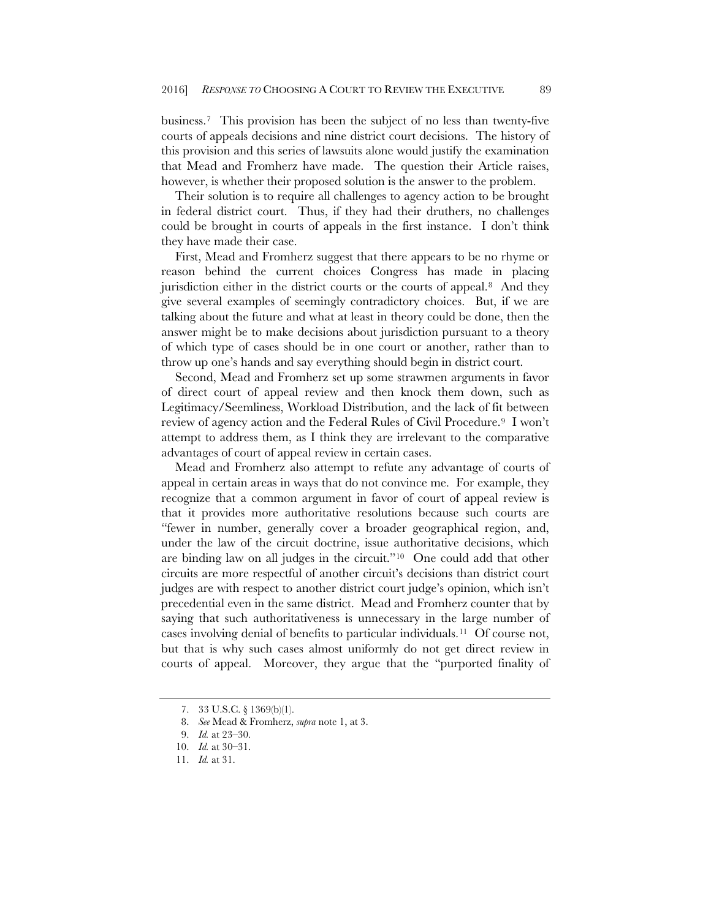business.[7] This provision has been the subject of no less than twenty-five courts of appeals decisions and nine district court decisions. The history of this provision and this series of lawsuits alone would justify the examination that Mead and Fromherz have made. The question their Article raises, however, is whether their proposed solution is the answer to the problem.

Their solution is to require all challenges to agency action to be brought in federal district court. Thus, if they had their druthers, no challenges could be brought in courts of appeals in the first instance. I don't think they have made their case.

First, Mead and Fromherz suggest that there appears to be no rhyme or reason behind the current choices Congress has made in placing jurisdiction either in the district courts or the courts of appeal.[8] And they give several examples of seemingly contradictory choices. But, if we are talking about the future and what at least in theory could be done, then the answer might be to make decisions about jurisdiction pursuant to a theory of which type of cases should be in one court or another, rather than to throw up one's hands and say everything should begin in district court.

Second, Mead and Fromherz set up some strawmen arguments in favor of direct court of appeal review and then knock them down, such as Legitimacy/Seemliness, Workload Distribution, and the lack of fit between review of agency action and the Federal Rules of Civil Procedure.[9] I won't attempt to address them, as I think they are irrelevant to the comparative advantages of court of appeal review in certain cases.

Mead and Fromherz also attempt to refute any advantage of courts of appeal in certain areas in ways that do not convince me. For example, they recognize that a common argument in favor of court of appeal review is that it provides more authoritative resolutions because such courts are "fewer in number, generally cover a broader geographical region, and, under the law of the circuit doctrine, issue authoritative decisions, which are binding law on all judges in the circuit."[10] One could add that other circuits are more respectful of another circuit's decisions than district court judges are with respect to another district court judge's opinion, which isn't precedential even in the same district. Mead and Fromherz counter that by saying that such authoritativeness is unnecessary in the large number of cases involving denial of benefits to particular individuals.[11] Of course not, but that is why such cases almost uniformly do not get direct review in courts of appeal. Moreover, they argue that the "purported finality of

7. 33 U.S.C. § 1369(b)(1).

8. *See* Mead & Fromherz, *supra* note 1, at 3.

9. *Id.* at 23–30.

10. *Id.* at 30–31.

11. *Id.* at 31.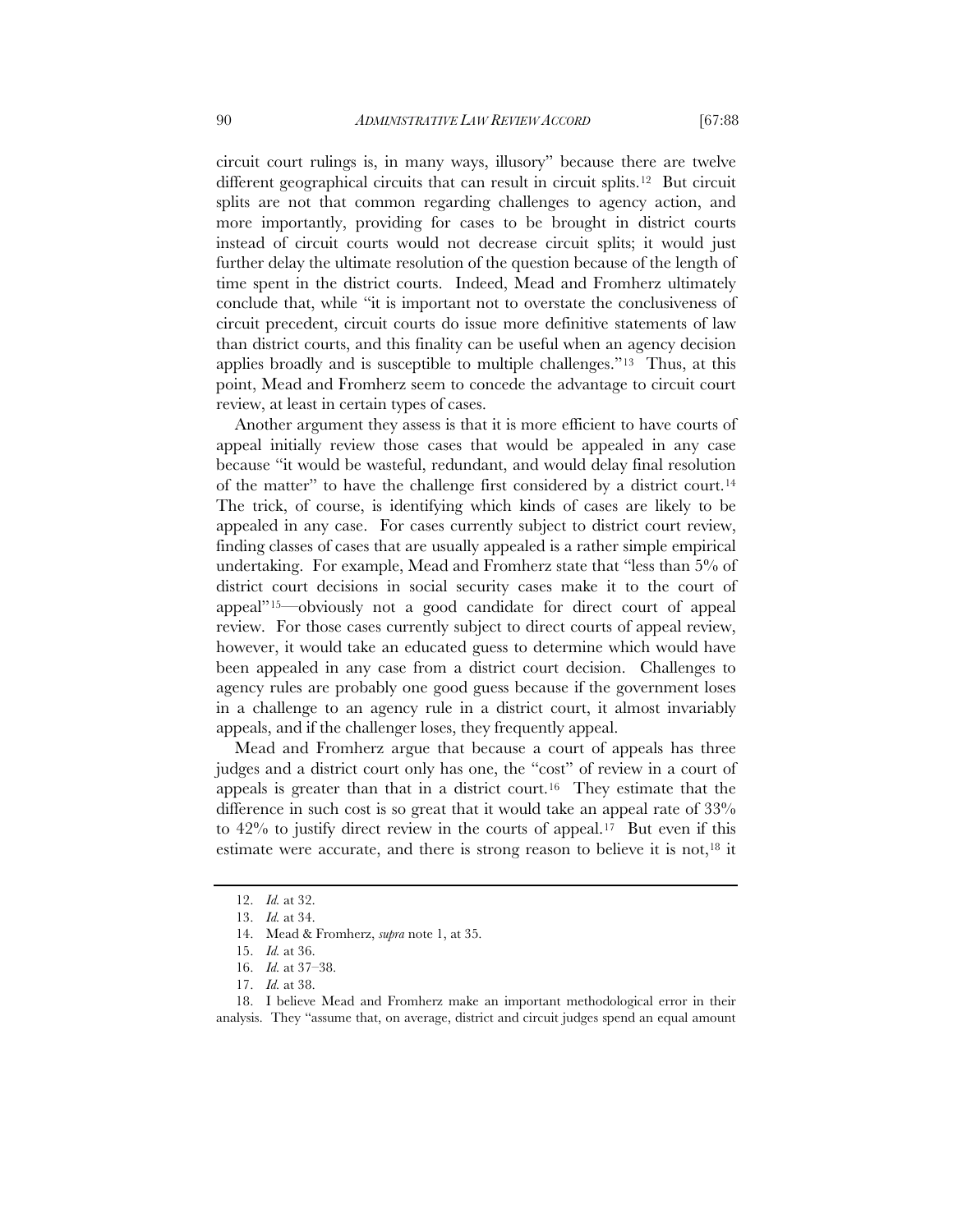circuit court rulings is, in many ways, illusory" because there are twelve different geographical circuits that can result in circuit splits.[12] But circuit splits are not that common regarding challenges to agency action, and more importantly, providing for cases to be brought in district courts instead of circuit courts would not decrease circuit splits; it would just further delay the ultimate resolution of the question because of the length of time spent in the district courts. Indeed, Mead and Fromherz ultimately conclude that, while "it is important not to overstate the conclusiveness of circuit precedent, circuit courts do issue more definitive statements of law than district courts, and this finality can be useful when an agency decision applies broadly and is susceptible to multiple challenges."[13] Thus, at this point, Mead and Fromherz seem to concede the advantage to circuit court review, at least in certain types of cases.

Another argument they assess is that it is more efficient to have courts of appeal initially review those cases that would be appealed in any case because "it would be wasteful, redundant, and would delay final resolution of the matter" to have the challenge first considered by a district court.[14] The trick, of course, is identifying which kinds of cases are likely to be appealed in any case. For cases currently subject to district court review, finding classes of cases that are usually appealed is a rather simple empirical undertaking. For example, Mead and Fromherz state that "less than 5% of district court decisions in social security cases make it to the court of appeal"[15]—obviously not a good candidate for direct court of appeal review. For those cases currently subject to direct courts of appeal review, however, it would take an educated guess to determine which would have been appealed in any case from a district court decision. Challenges to agency rules are probably one good guess because if the government loses in a challenge to an agency rule in a district court, it almost invariably appeals, and if the challenger loses, they frequently appeal.

Mead and Fromherz argue that because a court of appeals has three judges and a district court only has one, the "cost" of review in a court of appeals is greater than that in a district court.[16] They estimate that the difference in such cost is so great that it would take an appeal rate of 33% to 42% to justify direct review in the courts of appeal.[17] But even if this estimate were accurate, and there is strong reason to believe it is not,[18] it

---

12. *Id.* at 32.

13. *Id.* at 34.

14. Mead & Fromherz, *supra* note 1, at 35.

15. *Id.* at 36.

16. *Id.* at 37–38.

17. *Id.* at 38.

18. I believe Mead and Fromherz make an important methodological error in their analysis. They "assume that, on average, district and circuit judges spend an equal amount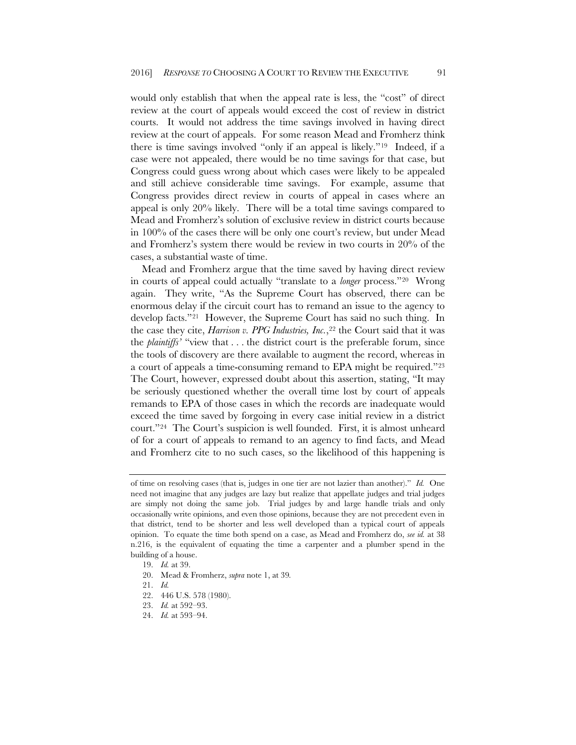would only establish that when the appeal rate is less, the "cost" of direct review at the court of appeals would exceed the cost of review in district courts. It would not address the time savings involved in having direct review at the court of appeals. For some reason Mead and Fromherz think there is time savings involved "only if an appeal is likely."[19] Indeed, if a case were not appealed, there would be no time savings for that case, but Congress could guess wrong about which cases were likely to be appealed and still achieve considerable time savings. For example, assume that Congress provides direct review in courts of appeal in cases where an appeal is only 20% likely. There will be a total time savings compared to Mead and Fromherz's solution of exclusive review in district courts because in 100% of the cases there will be only one court's review, but under Mead and Fromherz's system there would be review in two courts in 20% of the cases, a substantial waste of time.

Mead and Fromherz argue that the time saved by having direct review in courts of appeal could actually "translate to a *longer* process."[20] Wrong again. They write, "As the Supreme Court has observed, there can be enormous delay if the circuit court has to remand an issue to the agency to develop facts."[21] However, the Supreme Court has said no such thing. In the case they cite, *Harrison v. PPG Industries, Inc.*,[22] the Court said that it was the *plaintiffs'* "view that . . . the district court is the preferable forum, since the tools of discovery are there available to augment the record, whereas in a court of appeals a time-consuming remand to EPA might be required."[23] The Court, however, expressed doubt about this assertion, stating, "It may be seriously questioned whether the overall time lost by court of appeals remands to EPA of those cases in which the records are inadequate would exceed the time saved by forgoing in every case initial review in a district court."[24] The Court's suspicion is well founded. First, it is almost unheard of for a court of appeals to remand to an agency to find facts, and Mead and Fromherz cite to no such cases, so the likelihood of this happening is

---

of time on resolving cases (that is, judges in one tier are not lazier than another)." *Id.* One need not imagine that any judges are lazy but realize that appellate judges and trial judges are simply not doing the same job. Trial judges by and large handle trials and only occasionally write opinions, and even those opinions, because they are not precedent even in that district, tend to be shorter and less well developed than a typical court of appeals opinion. To equate the time both spend on a case, as Mead and Fromherz do, *see id.* at 38 n.216, is the equivalent of equating the time a carpenter and a plumber spend in the building of a house.

19. *Id.* at 39.

20. Mead & Fromherz, *supra* note 1, at 39.

21. *Id.*

22. 446 U.S. 578 (1980).

23. *Id.* at 592–93.

24. *Id.* at 593–94.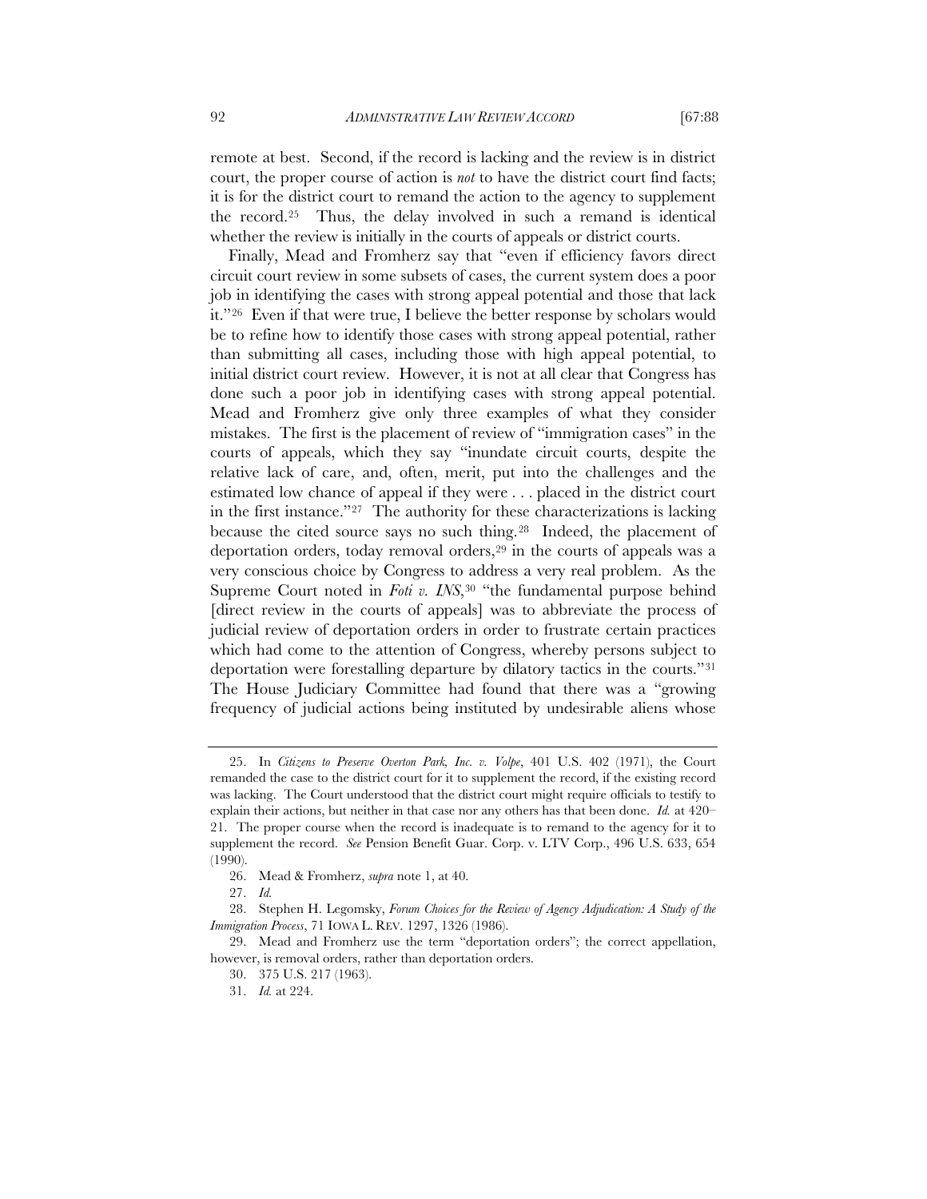remote at best. Second, if the record is lacking and the review is in district court, the proper course of action is *not* to have the district court find facts; it is for the district court to remand the action to the agency to supplement the record.[25] Thus, the delay involved in such a remand is identical whether the review is initially in the courts of appeals or district courts.

Finally, Mead and Fromherz say that "even if efficiency favors direct circuit court review in some subsets of cases, the current system does a poor job in identifying the cases with strong appeal potential and those that lack it."[26] Even if that were true, I believe the better response by scholars would be to refine how to identify those cases with strong appeal potential, rather than submitting all cases, including those with high appeal potential, to initial district court review. However, it is not at all clear that Congress has done such a poor job in identifying cases with strong appeal potential. Mead and Fromherz give only three examples of what they consider mistakes. The first is the placement of review of "immigration cases" in the courts of appeals, which they say "inundate circuit courts, despite the relative lack of care, and, often, merit, put into the challenges and the estimated low chance of appeal if they were . . . placed in the district court in the first instance."[27] The authority for these characterizations is lacking because the cited source says no such thing.[28] Indeed, the placement of deportation orders, today removal orders,[29] in the courts of appeals was a very conscious choice by Congress to address a very real problem. As the Supreme Court noted in *Foti v. INS*,[30] "the fundamental purpose behind [direct review in the courts of appeals] was to abbreviate the process of judicial review of deportation orders in order to frustrate certain practices which had come to the attention of Congress, whereby persons subject to deportation were forestalling departure by dilatory tactics in the courts."[31] The House Judiciary Committee had found that there was a "growing frequency of judicial actions being instituted by undesirable aliens whose

---

25. In *Citizens to Preserve Overton Park, Inc. v. Volpe*, 401 U.S. 402 (1971), the Court remanded the case to the district court for it to supplement the record, if the existing record was lacking. The Court understood that the district court might require officials to testify to explain their actions, but neither in that case nor any others has that been done. *Id.* at 420–21. The proper course when the record is inadequate is to remand to the agency for it to supplement the record. *See* Pension Benefit Guar. Corp. v. LTV Corp., 496 U.S. 633, 654 (1990).

26. Mead & Fromherz, *supra* note 1, at 40.

27. *Id.*

28. Stephen H. Legomsky, *Forum Choices for the Review of Agency Adjudication: A Study of the Immigration Process*, 71 IOWA L. REV. 1297, 1326 (1986).

29. Mead and Fromherz use the term "deportation orders"; the correct appellation, however, is removal orders, rather than deportation orders.

30. 375 U.S. 217 (1963).

31. *Id.* at 224.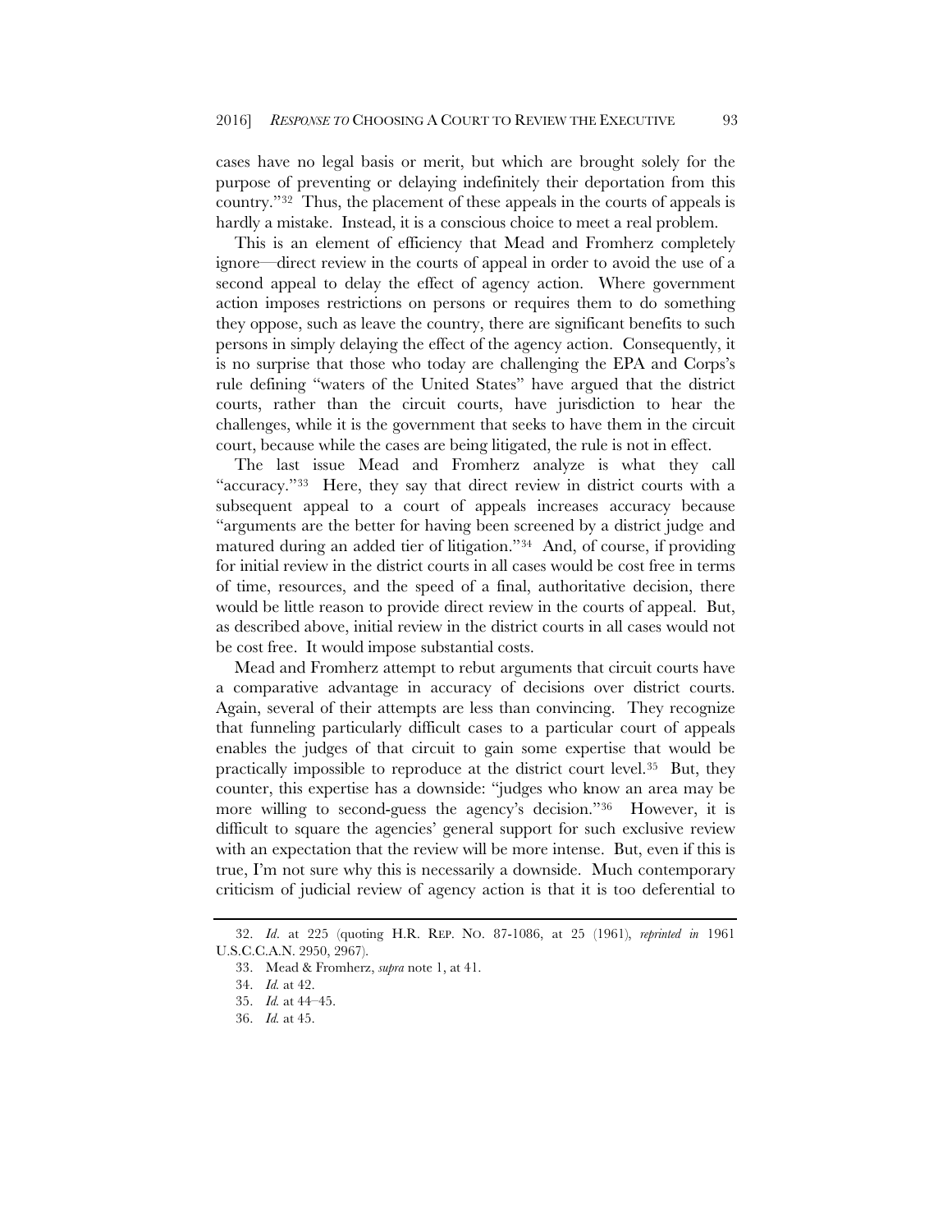cases have no legal basis or merit, but which are brought solely for the purpose of preventing or delaying indefinitely their deportation from this country."[32] Thus, the placement of these appeals in the courts of appeals is hardly a mistake. Instead, it is a conscious choice to meet a real problem.

This is an element of efficiency that Mead and Fromherz completely ignore—direct review in the courts of appeal in order to avoid the use of a second appeal to delay the effect of agency action. Where government action imposes restrictions on persons or requires them to do something they oppose, such as leave the country, there are significant benefits to such persons in simply delaying the effect of the agency action. Consequently, it is no surprise that those who today are challenging the EPA and Corps's rule defining "waters of the United States" have argued that the district courts, rather than the circuit courts, have jurisdiction to hear the challenges, while it is the government that seeks to have them in the circuit court, because while the cases are being litigated, the rule is not in effect.

The last issue Mead and Fromherz analyze is what they call "accuracy."[33] Here, they say that direct review in district courts with a subsequent appeal to a court of appeals increases accuracy because "arguments are the better for having been screened by a district judge and matured during an added tier of litigation."[34] And, of course, if providing for initial review in the district courts in all cases would be cost free in terms of time, resources, and the speed of a final, authoritative decision, there would be little reason to provide direct review in the courts of appeal. But, as described above, initial review in the district courts in all cases would not be cost free. It would impose substantial costs.

Mead and Fromherz attempt to rebut arguments that circuit courts have a comparative advantage in accuracy of decisions over district courts. Again, several of their attempts are less than convincing. They recognize that funneling particularly difficult cases to a particular court of appeals enables the judges of that circuit to gain some expertise that would be practically impossible to reproduce at the district court level.[35] But, they counter, this expertise has a downside: "judges who know an area may be more willing to second-guess the agency's decision."[36] However, it is difficult to square the agencies' general support for such exclusive review with an expectation that the review will be more intense. But, even if this is true, I'm not sure why this is necessarily a downside. Much contemporary criticism of judicial review of agency action is that it is too deferential to

---

32. *Id*. at 225 (quoting H.R. REP. NO. 87-1086, at 25 (1961), *reprinted in* 1961 U.S.C.C.A.N. 2950, 2967).

33. Mead & Fromherz, *supra* note 1, at 41.

34. *Id.* at 42.

35. *Id.* at 44–45.

36. *Id.* at 45.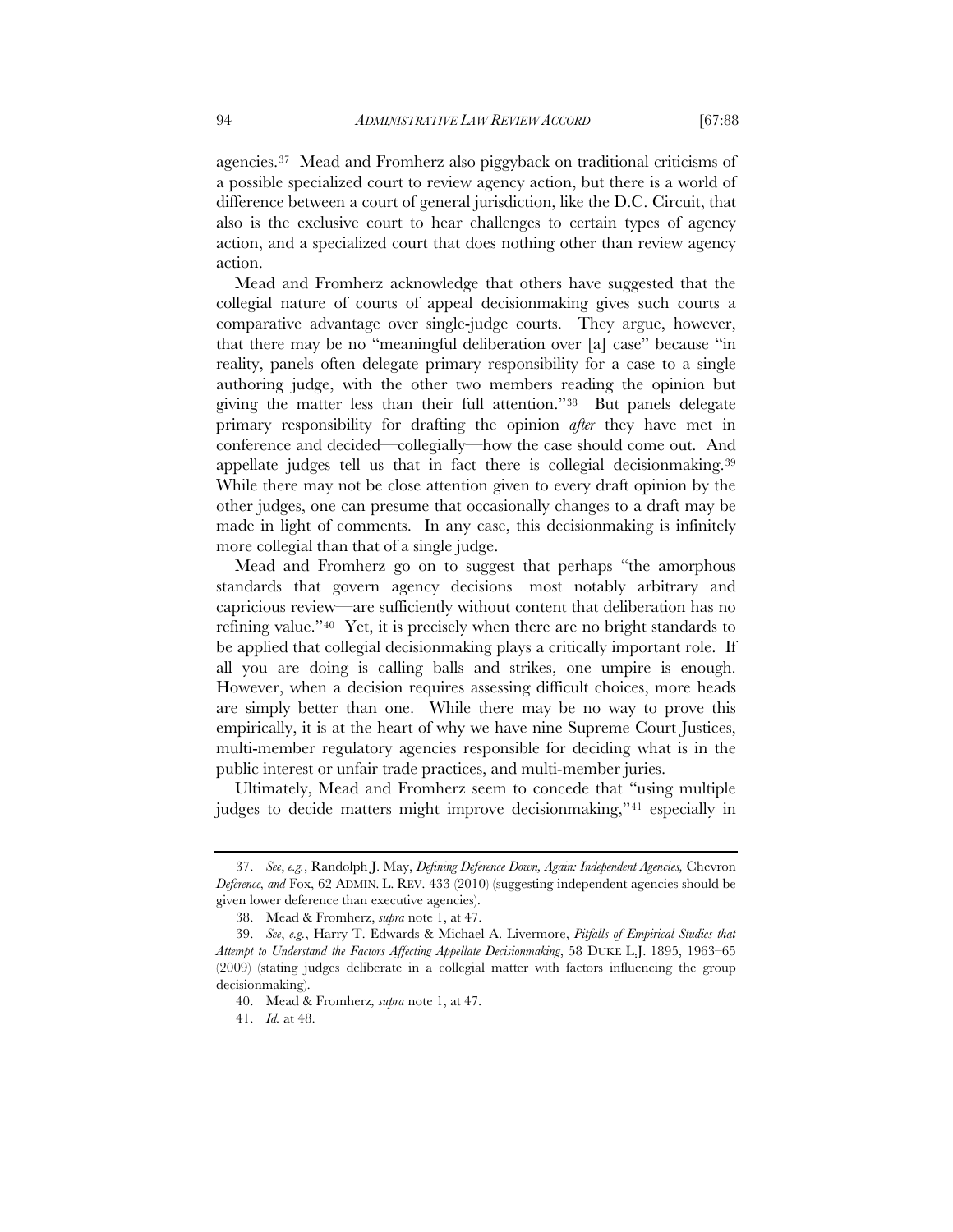agencies.[37] Mead and Fromherz also piggyback on traditional criticisms of a possible specialized court to review agency action, but there is a world of difference between a court of general jurisdiction, like the D.C. Circuit, that also is the exclusive court to hear challenges to certain types of agency action, and a specialized court that does nothing other than review agency action.

Mead and Fromherz acknowledge that others have suggested that the collegial nature of courts of appeal decisionmaking gives such courts a comparative advantage over single-judge courts. They argue, however, that there may be no "meaningful deliberation over [a] case" because "in reality, panels often delegate primary responsibility for a case to a single authoring judge, with the other two members reading the opinion but giving the matter less than their full attention."[38] But panels delegate primary responsibility for drafting the opinion *after* they have met in conference and decided—collegially—how the case should come out. And appellate judges tell us that in fact there is collegial decisionmaking.[39] While there may not be close attention given to every draft opinion by the other judges, one can presume that occasionally changes to a draft may be made in light of comments. In any case, this decisionmaking is infinitely more collegial than that of a single judge.

Mead and Fromherz go on to suggest that perhaps "the amorphous standards that govern agency decisions—most notably arbitrary and capricious review—are sufficiently without content that deliberation has no refining value."[40] Yet, it is precisely when there are no bright standards to be applied that collegial decisionmaking plays a critically important role. If all you are doing is calling balls and strikes, one umpire is enough. However, when a decision requires assessing difficult choices, more heads are simply better than one. While there may be no way to prove this empirically, it is at the heart of why we have nine Supreme Court Justices, multi-member regulatory agencies responsible for deciding what is in the public interest or unfair trade practices, and multi-member juries.

Ultimately, Mead and Fromherz seem to concede that "using multiple judges to decide matters might improve decisionmaking,"[41] especially in

---

37. *See*, *e.g.*, Randolph J. May, *Defining Deference Down, Again: Independent Agencies,* Chevron *Deference, and* Fox, 62 ADMIN. L. REV. 433 (2010) (suggesting independent agencies should be given lower deference than executive agencies).

38. Mead & Fromherz, *supra* note 1, at 47.

39. *See*, *e.g.*, Harry T. Edwards & Michael A. Livermore, *Pitfalls of Empirical Studies that Attempt to Understand the Factors Affecting Appellate Decisionmaking*, 58 DUKE L.J. 1895, 1963–65 (2009) (stating judges deliberate in a collegial matter with factors influencing the group decisionmaking).

40. Mead & Fromherz, *supra* note 1, at 47.

41. *Id.* at 48.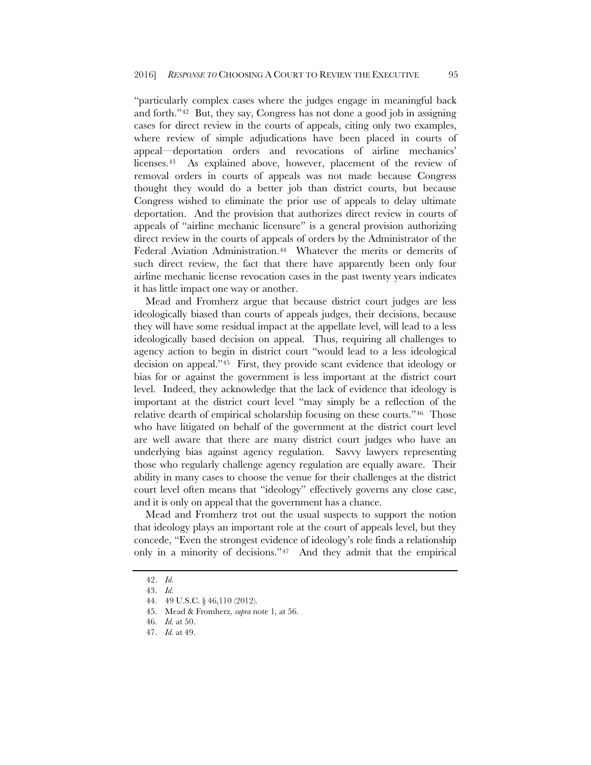"particularly complex cases where the judges engage in meaningful back and forth."[42] But, they say, Congress has not done a good job in assigning cases for direct review in the courts of appeals, citing only two examples, where review of simple adjudications have been placed in courts of appeal—deportation orders and revocations of airline mechanics' licenses.[43] As explained above, however, placement of the review of removal orders in courts of appeals was not made because Congress thought they would do a better job than district courts, but because Congress wished to eliminate the prior use of appeals to delay ultimate deportation. And the provision that authorizes direct review in courts of appeals of "airline mechanic licensure" is a general provision authorizing direct review in the courts of appeals of orders by the Administrator of the Federal Aviation Administration.[44] Whatever the merits or demerits of such direct review, the fact that there have apparently been only four airline mechanic license revocation cases in the past twenty years indicates it has little impact one way or another.

Mead and Fromherz argue that because district court judges are less ideologically biased than courts of appeals judges, their decisions, because they will have some residual impact at the appellate level, will lead to a less ideologically based decision on appeal. Thus, requiring all challenges to agency action to begin in district court "would lead to a less ideological decision on appeal."[45] First, they provide scant evidence that ideology or bias for or against the government is less important at the district court level. Indeed, they acknowledge that the lack of evidence that ideology is important at the district court level "may simply be a reflection of the relative dearth of empirical scholarship focusing on these courts."[46] Those who have litigated on behalf of the government at the district court level are well aware that there are many district court judges who have an underlying bias against agency regulation. Savvy lawyers representing those who regularly challenge agency regulation are equally aware. Their ability in many cases to choose the venue for their challenges at the district court level often means that "ideology" effectively governs any close case, and it is only on appeal that the government has a chance.

Mead and Fromherz trot out the usual suspects to support the notion that ideology plays an important role at the court of appeals level, but they concede, "Even the strongest evidence of ideology's role finds a relationship only in a minority of decisions."[47] And they admit that the empirical

---

42. *Id.*

43. *Id.*

44. 49 U.S.C. § 46,110 (2012).

45. Mead & Fromherz, *supra* note 1, at 56.

46. *Id.* at 50.

47. *Id.* at 49.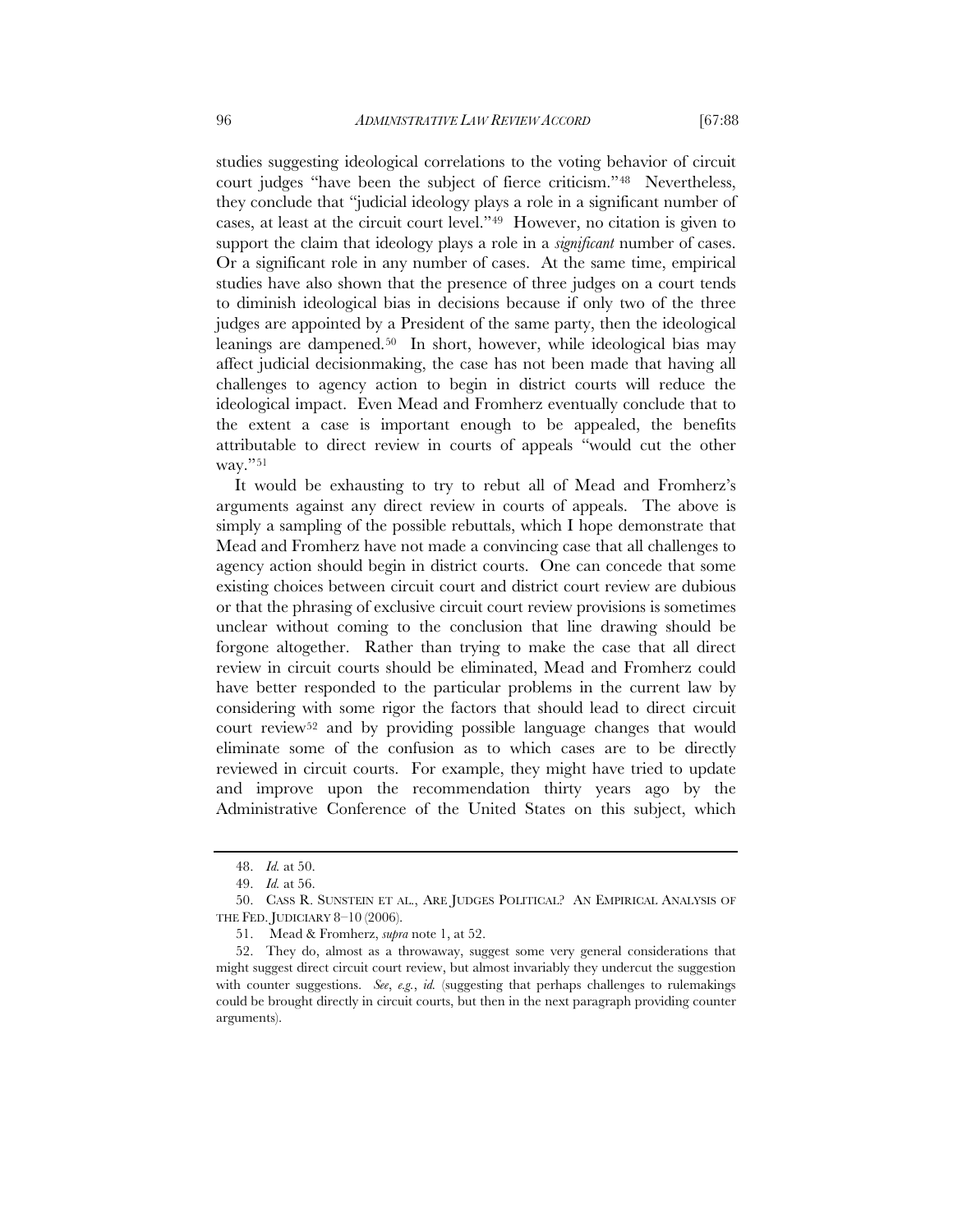studies suggesting ideological correlations to the voting behavior of circuit court judges "have been the subject of fierce criticism."[48] Nevertheless, they conclude that "judicial ideology plays a role in a significant number of cases, at least at the circuit court level."[49] However, no citation is given to support the claim that ideology plays a role in a *significant* number of cases. Or a significant role in any number of cases. At the same time, empirical studies have also shown that the presence of three judges on a court tends to diminish ideological bias in decisions because if only two of the three judges are appointed by a President of the same party, then the ideological leanings are dampened.[50] In short, however, while ideological bias may affect judicial decisionmaking, the case has not been made that having all challenges to agency action to begin in district courts will reduce the ideological impact. Even Mead and Fromherz eventually conclude that to the extent a case is important enough to be appealed, the benefits attributable to direct review in courts of appeals "would cut the other way."[51]

It would be exhausting to try to rebut all of Mead and Fromherz's arguments against any direct review in courts of appeals. The above is simply a sampling of the possible rebuttals, which I hope demonstrate that Mead and Fromherz have not made a convincing case that all challenges to agency action should begin in district courts. One can concede that some existing choices between circuit court and district court review are dubious or that the phrasing of exclusive circuit court review provisions is sometimes unclear without coming to the conclusion that line drawing should be forgone altogether. Rather than trying to make the case that all direct review in circuit courts should be eliminated, Mead and Fromherz could have better responded to the particular problems in the current law by considering with some rigor the factors that should lead to direct circuit court review[52] and by providing possible language changes that would eliminate some of the confusion as to which cases are to be directly reviewed in circuit courts. For example, they might have tried to update and improve upon the recommendation thirty years ago by the Administrative Conference of the United States on this subject, which

---

48. *Id.* at 50.

49. *Id.* at 56.

50. CASS R. SUNSTEIN ET AL., ARE JUDGES POLITICAL? AN EMPIRICAL ANALYSIS OF THE FED. JUDICIARY 8–10 (2006).

51. Mead & Fromherz, *supra* note 1, at 52.

52. They do, almost as a throwaway, suggest some very general considerations that might suggest direct circuit court review, but almost invariably they undercut the suggestion with counter suggestions. *See*, *e.g.*, *id.* (suggesting that perhaps challenges to rulemakings could be brought directly in circuit courts, but then in the next paragraph providing counter arguments).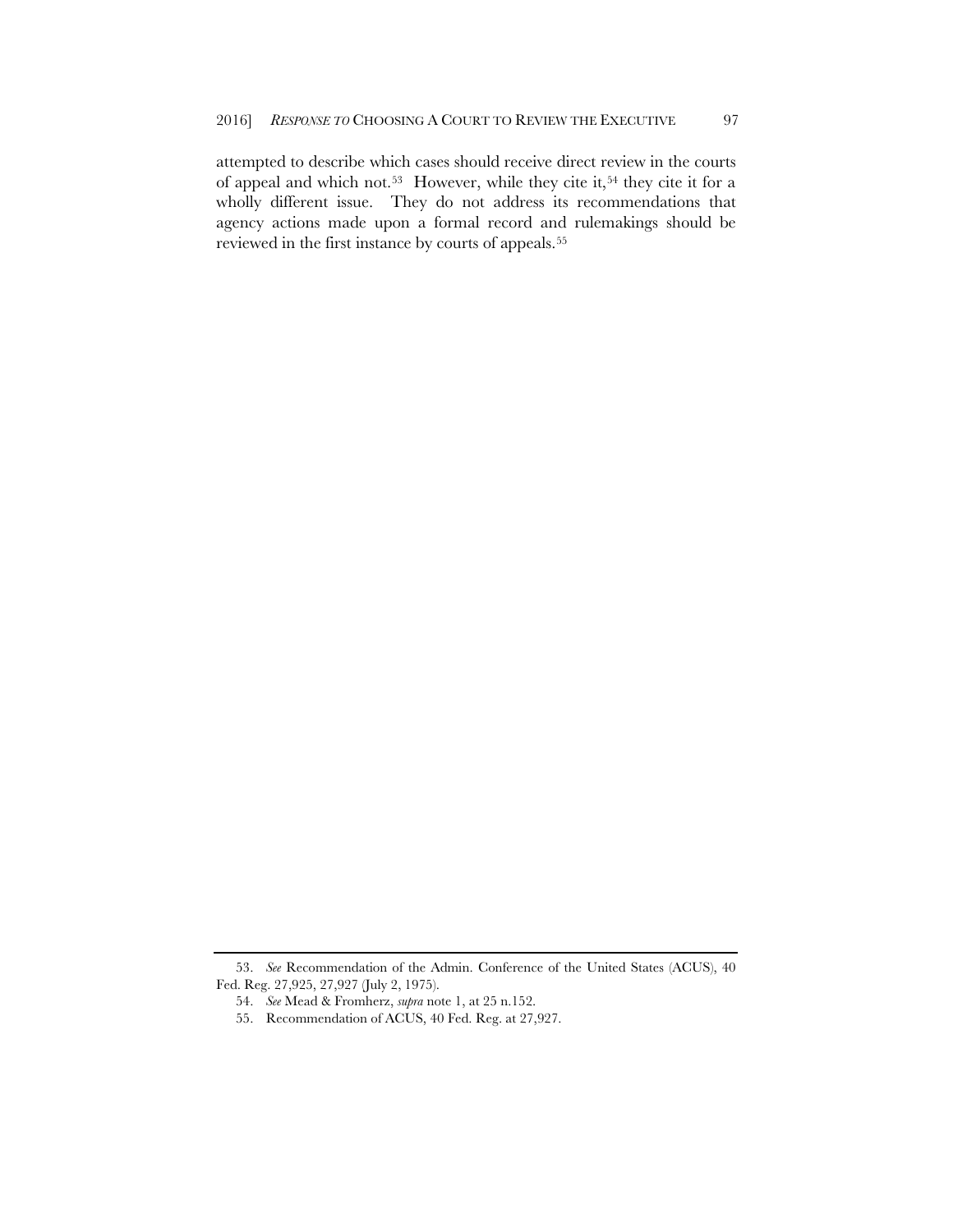attempted to describe which cases should receive direct review in the courts of appeal and which not.[53] However, while they cite it,[54] they cite it for a wholly different issue. They do not address its recommendations that agency actions made upon a formal record and rulemakings should be reviewed in the first instance by courts of appeals.[55]

---

53. *See* Recommendation of the Admin. Conference of the United States (ACUS), 40 Fed. Reg. 27,925, 27,927 (July 2, 1975).

54. *See* Mead & Fromherz, *supra* note 1, at 25 n.152.

55. Recommendation of ACUS, 40 Fed. Reg. at 27,927.